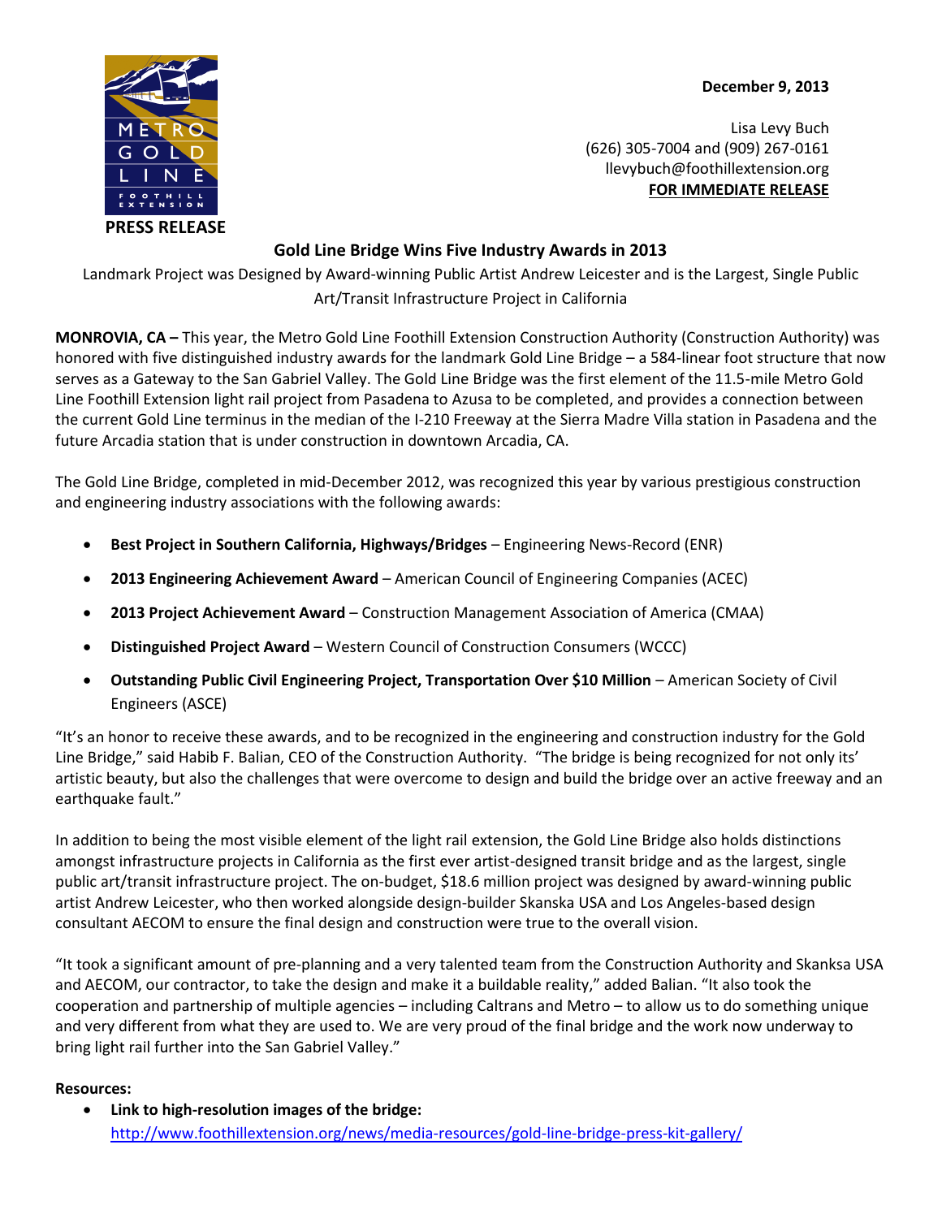METRO GOLD LINE FOOTHILL EXTENSION

**PRESS RELEASE**

**December 9, 2013**

Lisa Levy Buch
(626) 305-7004 and (909) 267-0161
llevybuch@foothillextension.org
**FOR IMMEDIATE RELEASE**

## Gold Line Bridge Wins Five Industry Awards in 2013

Landmark Project was Designed by Award-winning Public Artist Andrew Leicester and is the Largest, Single Public Art/Transit Infrastructure Project in California

**MONROVIA, CA –** This year, the Metro Gold Line Foothill Extension Construction Authority (Construction Authority) was honored with five distinguished industry awards for the landmark Gold Line Bridge – a 584-linear foot structure that now serves as a Gateway to the San Gabriel Valley. The Gold Line Bridge was the first element of the 11.5-mile Metro Gold Line Foothill Extension light rail project from Pasadena to Azusa to be completed, and provides a connection between the current Gold Line terminus in the median of the I-210 Freeway at the Sierra Madre Villa station in Pasadena and the future Arcadia station that is under construction in downtown Arcadia, CA.

The Gold Line Bridge, completed in mid-December 2012, was recognized this year by various prestigious construction and engineering industry associations with the following awards:

- **Best Project in Southern California, Highways/Bridges** – Engineering News-Record (ENR)
- **2013 Engineering Achievement Award** – American Council of Engineering Companies (ACEC)
- **2013 Project Achievement Award** – Construction Management Association of America (CMAA)
- **Distinguished Project Award** – Western Council of Construction Consumers (WCCC)
- **Outstanding Public Civil Engineering Project, Transportation Over $10 Million** – American Society of Civil Engineers (ASCE)

"It's an honor to receive these awards, and to be recognized in the engineering and construction industry for the Gold Line Bridge," said Habib F. Balian, CEO of the Construction Authority. "The bridge is being recognized for not only its' artistic beauty, but also the challenges that were overcome to design and build the bridge over an active freeway and an earthquake fault."

In addition to being the most visible element of the light rail extension, the Gold Line Bridge also holds distinctions amongst infrastructure projects in California as the first ever artist-designed transit bridge and as the largest, single public art/transit infrastructure project. The on-budget, $18.6 million project was designed by award-winning public artist Andrew Leicester, who then worked alongside design-builder Skanska USA and Los Angeles-based design consultant AECOM to ensure the final design and construction were true to the overall vision.

"It took a significant amount of pre-planning and a very talented team from the Construction Authority and Skanksa USA and AECOM, our contractor, to take the design and make it a buildable reality," added Balian. "It also took the cooperation and partnership of multiple agencies – including Caltrans and Metro – to allow us to do something unique and very different from what they are used to. We are very proud of the final bridge and the work now underway to bring light rail further into the San Gabriel Valley."

**Resources:**

- **Link to high-resolution images of the bridge:** http://www.foothillextension.org/news/media-resources/gold-line-bridge-press-kit-gallery/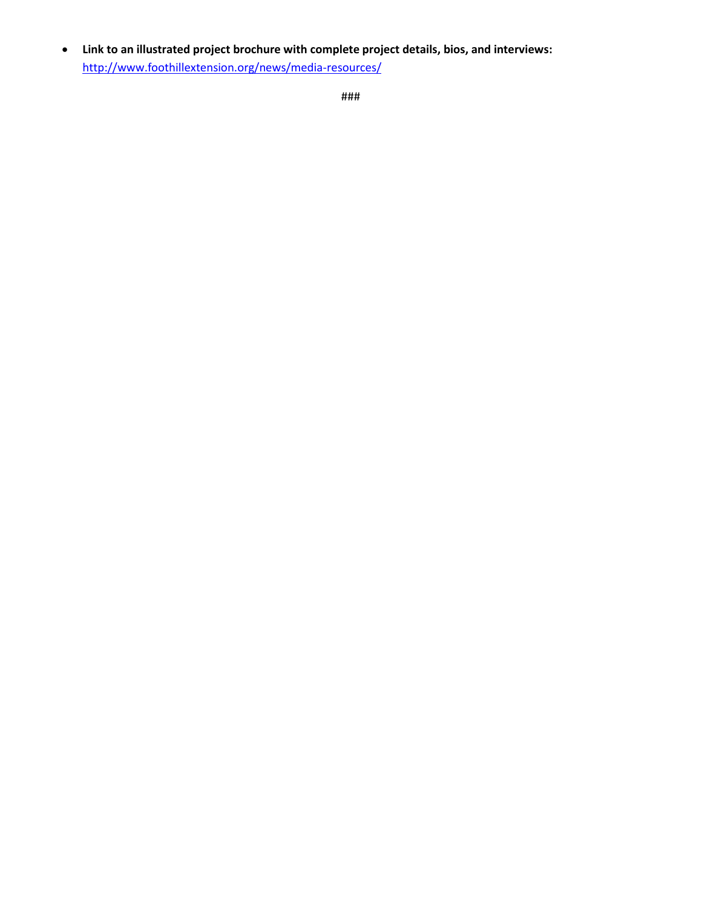- **Link to an illustrated project brochure with complete project details, bios, and interviews:** http://www.foothillextension.org/news/media-resources/

###